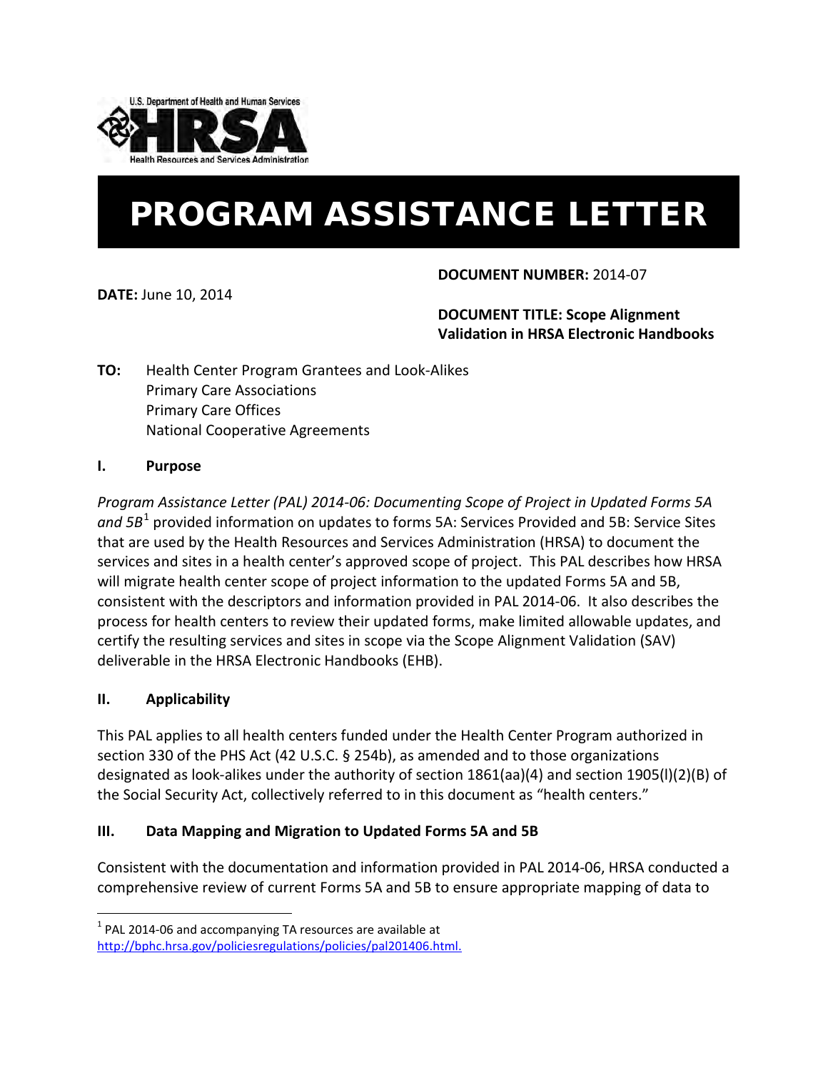U.S. Department of Health and Human Services

HRSA

Health Resources and Services Administration

# PROGRAM ASSISTANCE LETTER

**DOCUMENT NUMBER:** 2014-07

**DATE:** June 10, 2014

**DOCUMENT TITLE: Scope Alignment Validation in HRSA Electronic Handbooks**

**TO:** Health Center Program Grantees and Look-Alikes
Primary Care Associations
Primary Care Offices
National Cooperative Agreements

## I. Purpose

*Program Assistance Letter (PAL) 2014-06: Documenting Scope of Project in Updated Forms 5A and 5B*[1] provided information on updates to forms 5A: Services Provided and 5B: Service Sites that are used by the Health Resources and Services Administration (HRSA) to document the services and sites in a health center's approved scope of project. This PAL describes how HRSA will migrate health center scope of project information to the updated Forms 5A and 5B, consistent with the descriptors and information provided in PAL 2014-06. It also describes the process for health centers to review their updated forms, make limited allowable updates, and certify the resulting services and sites in scope via the Scope Alignment Validation (SAV) deliverable in the HRSA Electronic Handbooks (EHB).

## II. Applicability

This PAL applies to all health centers funded under the Health Center Program authorized in section 330 of the PHS Act (42 U.S.C. § 254b), as amended and to those organizations designated as look-alikes under the authority of section 1861(aa)(4) and section 1905(l)(2)(B) of the Social Security Act, collectively referred to in this document as "health centers."

## III. Data Mapping and Migration to Updated Forms 5A and 5B

Consistent with the documentation and information provided in PAL 2014-06, HRSA conducted a comprehensive review of current Forms 5A and 5B to ensure appropriate mapping of data to

---

[1] PAL 2014-06 and accompanying TA resources are available at http://bphc.hrsa.gov/policiesregulations/policies/pal201406.html.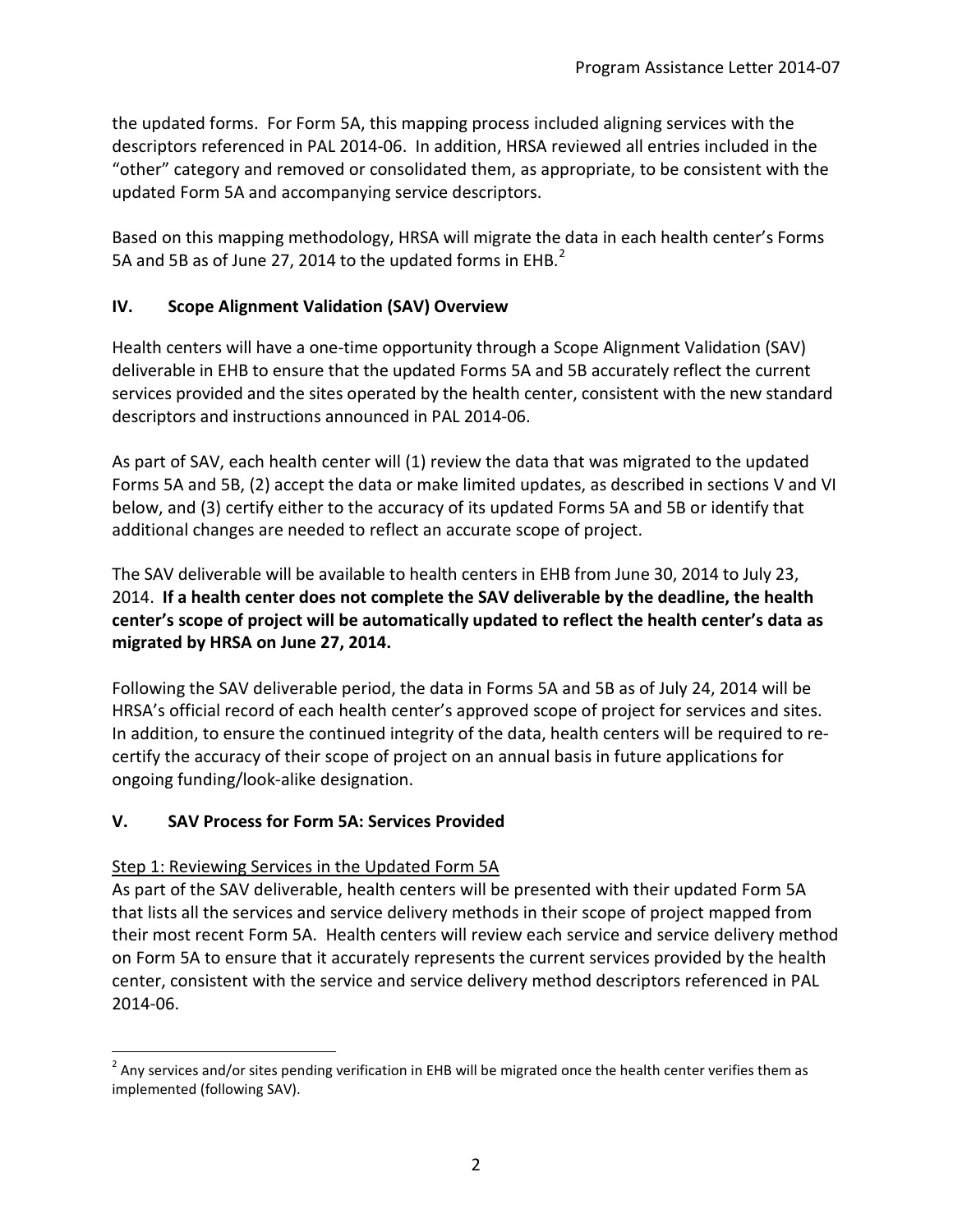the updated forms. For Form 5A, this mapping process included aligning services with the descriptors referenced in PAL 2014-06. In addition, HRSA reviewed all entries included in the "other" category and removed or consolidated them, as appropriate, to be consistent with the updated Form 5A and accompanying service descriptors.

Based on this mapping methodology, HRSA will migrate the data in each health center's Forms 5A and 5B as of June 27, 2014 to the updated forms in EHB.[2]

## IV. Scope Alignment Validation (SAV) Overview

Health centers will have a one-time opportunity through a Scope Alignment Validation (SAV) deliverable in EHB to ensure that the updated Forms 5A and 5B accurately reflect the current services provided and the sites operated by the health center, consistent with the new standard descriptors and instructions announced in PAL 2014-06.

As part of SAV, each health center will (1) review the data that was migrated to the updated Forms 5A and 5B, (2) accept the data or make limited updates, as described in sections V and VI below, and (3) certify either to the accuracy of its updated Forms 5A and 5B or identify that additional changes are needed to reflect an accurate scope of project.

The SAV deliverable will be available to health centers in EHB from June 30, 2014 to July 23, 2014. **If a health center does not complete the SAV deliverable by the deadline, the health center's scope of project will be automatically updated to reflect the health center's data as migrated by HRSA on June 27, 2014.**

Following the SAV deliverable period, the data in Forms 5A and 5B as of July 24, 2014 will be HRSA's official record of each health center's approved scope of project for services and sites. In addition, to ensure the continued integrity of the data, health centers will be required to re-certify the accuracy of their scope of project on an annual basis in future applications for ongoing funding/look-alike designation.

## V. SAV Process for Form 5A: Services Provided

<u>Step 1: Reviewing Services in the Updated Form 5A</u>

As part of the SAV deliverable, health centers will be presented with their updated Form 5A that lists all the services and service delivery methods in their scope of project mapped from their most recent Form 5A. Health centers will review each service and service delivery method on Form 5A to ensure that it accurately represents the current services provided by the health center, consistent with the service and service delivery method descriptors referenced in PAL 2014-06.

---

[2] Any services and/or sites pending verification in EHB will be migrated once the health center verifies them as implemented (following SAV).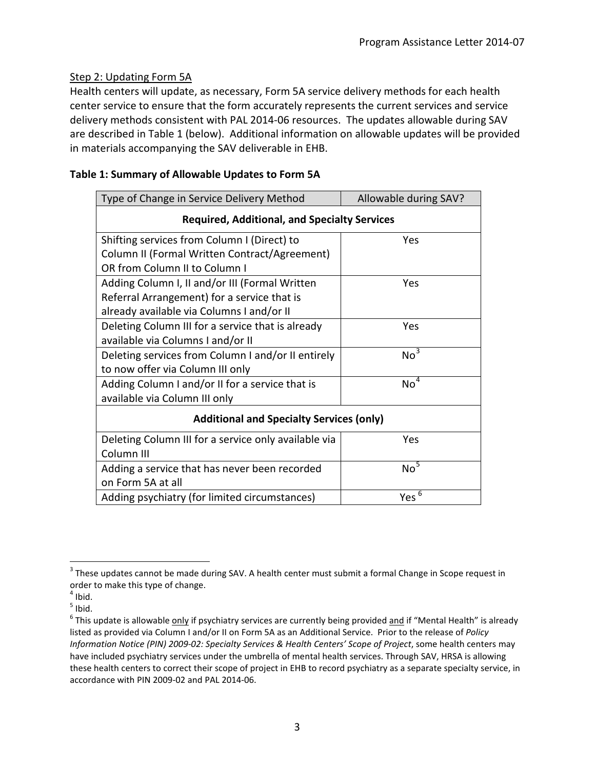Step 2: Updating Form 5A

Health centers will update, as necessary, Form 5A service delivery methods for each health center service to ensure that the form accurately represents the current services and service delivery methods consistent with PAL 2014-06 resources. The updates allowable during SAV are described in Table 1 (below). Additional information on allowable updates will be provided in materials accompanying the SAV deliverable in EHB.

**Table 1: Summary of Allowable Updates to Form 5A**

| Type of Change in Service Delivery Method | Allowable during SAV? |
|---|---|
| **Required, Additional, and Specialty Services** | |
| Shifting services from Column I (Direct) to Column II (Formal Written Contract/Agreement) OR from Column II to Column I | Yes |
| Adding Column I, II and/or III (Formal Written Referral Arrangement) for a service that is already available via Columns I and/or II | Yes |
| Deleting Column III for a service that is already available via Columns I and/or II | Yes |
| Deleting services from Column I and/or II entirely to now offer via Column III only | No[3] |
| Adding Column I and/or II for a service that is available via Column III only | No[4] |
| **Additional and Specialty Services (only)** | |
| Deleting Column III for a service only available via Column III | Yes |
| Adding a service that has never been recorded on Form 5A at all | No[5] |
| Adding psychiatry (for limited circumstances) | Yes[6] |

[3] These updates cannot be made during SAV. A health center must submit a formal Change in Scope request in order to make this type of change.

[4] Ibid.

[5] Ibid.

[6] This update is allowable only if psychiatry services are currently being provided and if "Mental Health" is already listed as provided via Column I and/or II on Form 5A as an Additional Service. Prior to the release of *Policy Information Notice (PIN) 2009-02: Specialty Services & Health Centers' Scope of Project*, some health centers may have included psychiatry services under the umbrella of mental health services. Through SAV, HRSA is allowing these health centers to correct their scope of project in EHB to record psychiatry as a separate specialty service, in accordance with PIN 2009-02 and PAL 2014-06.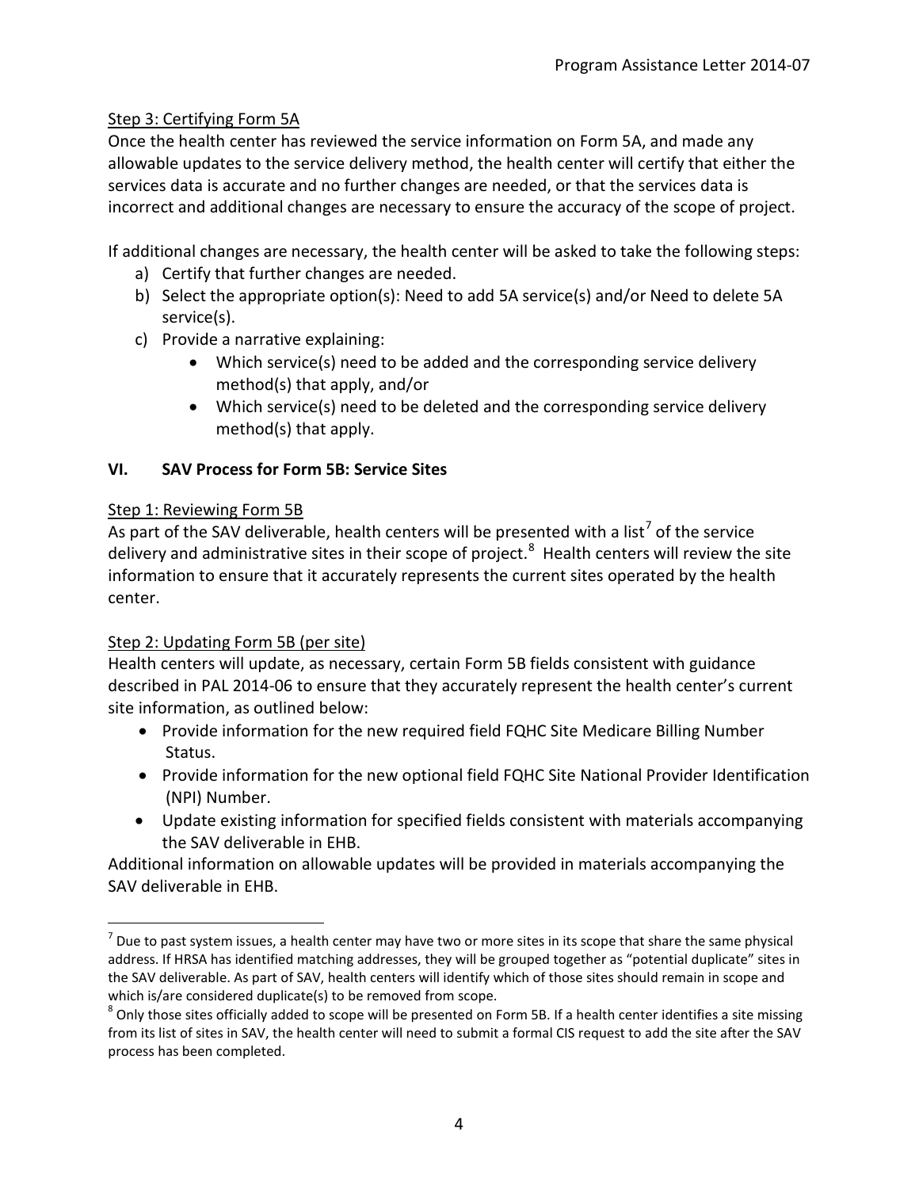Step 3: Certifying Form 5A

Once the health center has reviewed the service information on Form 5A, and made any allowable updates to the service delivery method, the health center will certify that either the services data is accurate and no further changes are needed, or that the services data is incorrect and additional changes are necessary to ensure the accuracy of the scope of project.

If additional changes are necessary, the health center will be asked to take the following steps:

a) Certify that further changes are needed.
b) Select the appropriate option(s): Need to add 5A service(s) and/or Need to delete 5A service(s).
c) Provide a narrative explaining:
    - Which service(s) need to be added and the corresponding service delivery method(s) that apply, and/or
    - Which service(s) need to be deleted and the corresponding service delivery method(s) that apply.

## VI. SAV Process for Form 5B: Service Sites

Step 1: Reviewing Form 5B

As part of the SAV deliverable, health centers will be presented with a list[7] of the service delivery and administrative sites in their scope of project.[8] Health centers will review the site information to ensure that it accurately represents the current sites operated by the health center.

Step 2: Updating Form 5B (per site)

Health centers will update, as necessary, certain Form 5B fields consistent with guidance described in PAL 2014-06 to ensure that they accurately represent the health center's current site information, as outlined below:

- Provide information for the new required field FQHC Site Medicare Billing Number Status.
- Provide information for the new optional field FQHC Site National Provider Identification (NPI) Number.
- Update existing information for specified fields consistent with materials accompanying the SAV deliverable in EHB.

Additional information on allowable updates will be provided in materials accompanying the SAV deliverable in EHB.

---

[7] Due to past system issues, a health center may have two or more sites in its scope that share the same physical address. If HRSA has identified matching addresses, they will be grouped together as "potential duplicate" sites in the SAV deliverable. As part of SAV, health centers will identify which of those sites should remain in scope and which is/are considered duplicate(s) to be removed from scope.

[8] Only those sites officially added to scope will be presented on Form 5B. If a health center identifies a site missing from its list of sites in SAV, the health center will need to submit a formal CIS request to add the site after the SAV process has been completed.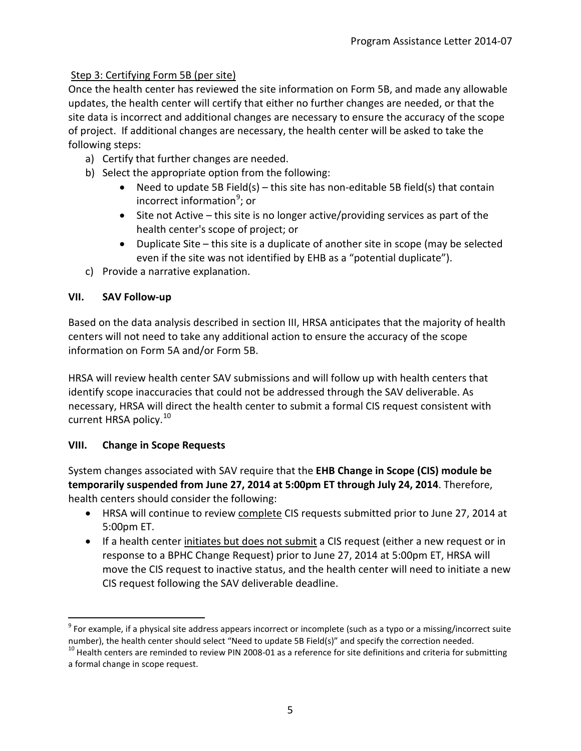Step 3: Certifying Form 5B (per site)

Once the health center has reviewed the site information on Form 5B, and made any allowable updates, the health center will certify that either no further changes are needed, or that the site data is incorrect and additional changes are necessary to ensure the accuracy of the scope of project. If additional changes are necessary, the health center will be asked to take the following steps:

a) Certify that further changes are needed.
b) Select the appropriate option from the following:
   - Need to update 5B Field(s) – this site has non-editable 5B field(s) that contain incorrect information[9]; or
   - Site not Active – this site is no longer active/providing services as part of the health center's scope of project; or
   - Duplicate Site – this site is a duplicate of another site in scope (may be selected even if the site was not identified by EHB as a "potential duplicate").
c) Provide a narrative explanation.

## VII. SAV Follow-up

Based on the data analysis described in section III, HRSA anticipates that the majority of health centers will not need to take any additional action to ensure the accuracy of the scope information on Form 5A and/or Form 5B.

HRSA will review health center SAV submissions and will follow up with health centers that identify scope inaccuracies that could not be addressed through the SAV deliverable. As necessary, HRSA will direct the health center to submit a formal CIS request consistent with current HRSA policy.[10]

## VIII. Change in Scope Requests

System changes associated with SAV require that the **EHB Change in Scope (CIS) module be temporarily suspended from June 27, 2014 at 5:00pm ET through July 24, 2014**. Therefore, health centers should consider the following:

- HRSA will continue to review complete CIS requests submitted prior to June 27, 2014 at 5:00pm ET.
- If a health center initiates but does not submit a CIS request (either a new request or in response to a BPHC Change Request) prior to June 27, 2014 at 5:00pm ET, HRSA will move the CIS request to inactive status, and the health center will need to initiate a new CIS request following the SAV deliverable deadline.

---

[9] For example, if a physical site address appears incorrect or incomplete (such as a typo or a missing/incorrect suite number), the health center should select "Need to update 5B Field(s)" and specify the correction needed.

[10] Health centers are reminded to review PIN 2008-01 as a reference for site definitions and criteria for submitting a formal change in scope request.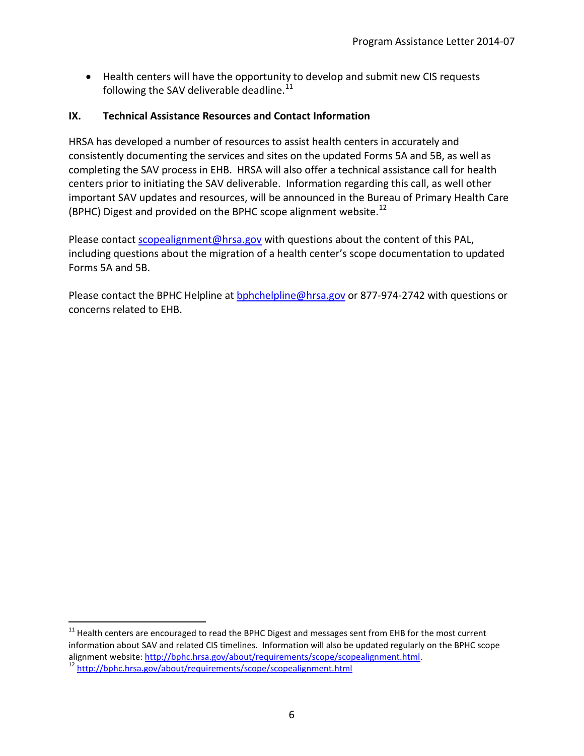- Health centers will have the opportunity to develop and submit new CIS requests following the SAV deliverable deadline.[11]

## IX. Technical Assistance Resources and Contact Information

HRSA has developed a number of resources to assist health centers in accurately and consistently documenting the services and sites on the updated Forms 5A and 5B, as well as completing the SAV process in EHB. HRSA will also offer a technical assistance call for health centers prior to initiating the SAV deliverable. Information regarding this call, as well other important SAV updates and resources, will be announced in the Bureau of Primary Health Care (BPHC) Digest and provided on the BPHC scope alignment website.[12]

Please contact scopealignment@hrsa.gov with questions about the content of this PAL, including questions about the migration of a health center's scope documentation to updated Forms 5A and 5B.

Please contact the BPHC Helpline at bphchelpline@hrsa.gov or 877-974-2742 with questions or concerns related to EHB.

---

[11] Health centers are encouraged to read the BPHC Digest and messages sent from EHB for the most current information about SAV and related CIS timelines. Information will also be updated regularly on the BPHC scope alignment website: http://bphc.hrsa.gov/about/requirements/scope/scopealignment.html.

[12] http://bphc.hrsa.gov/about/requirements/scope/scopealignment.html